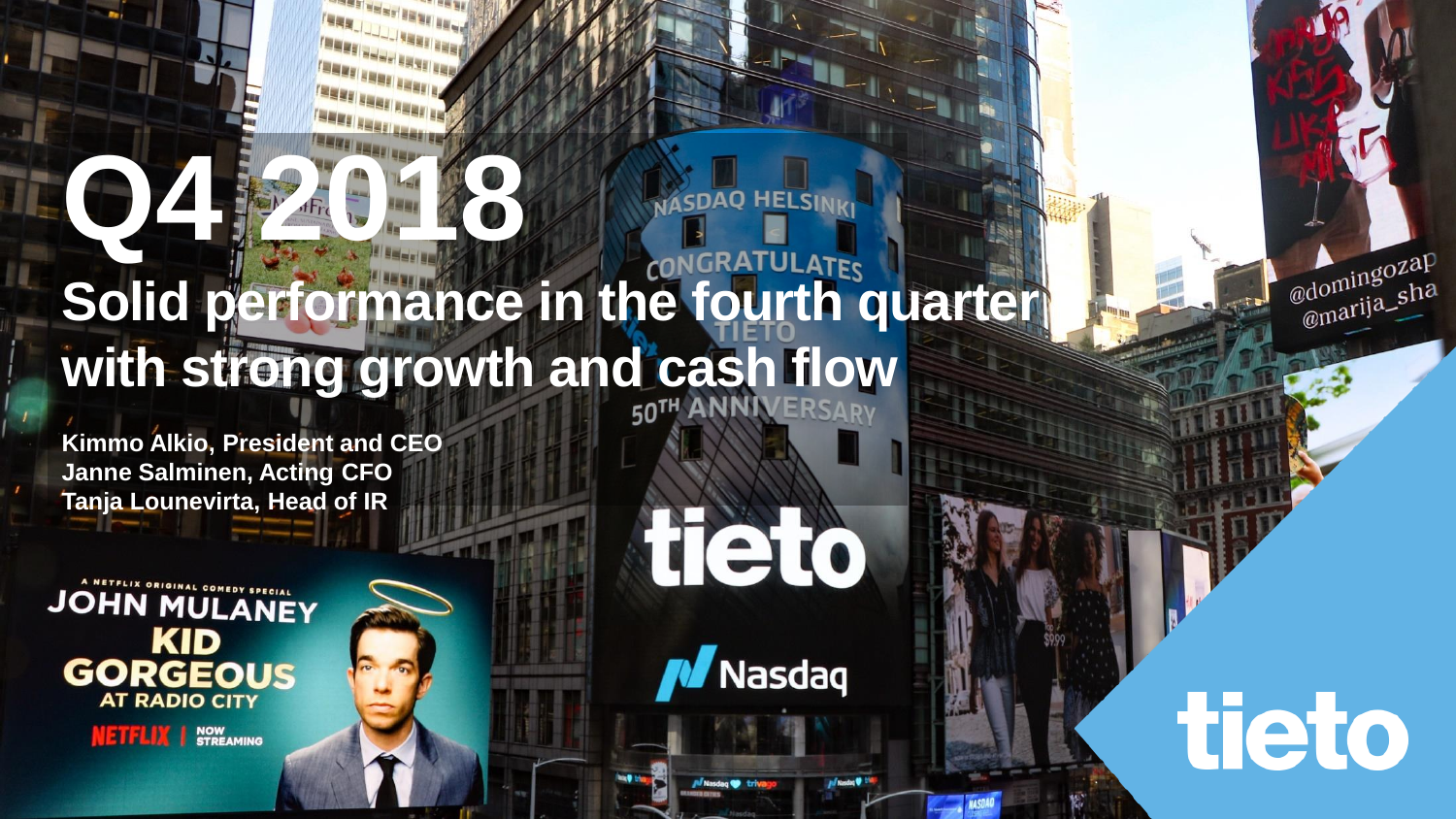# Q4 2018

## Solid performance in the fourth quarter with strong growth and cash flow

**Kimmo Alkio, President and CEO**
**Janne Salminen, Acting CFO**
**Tanja Lounevirta, Head of IR**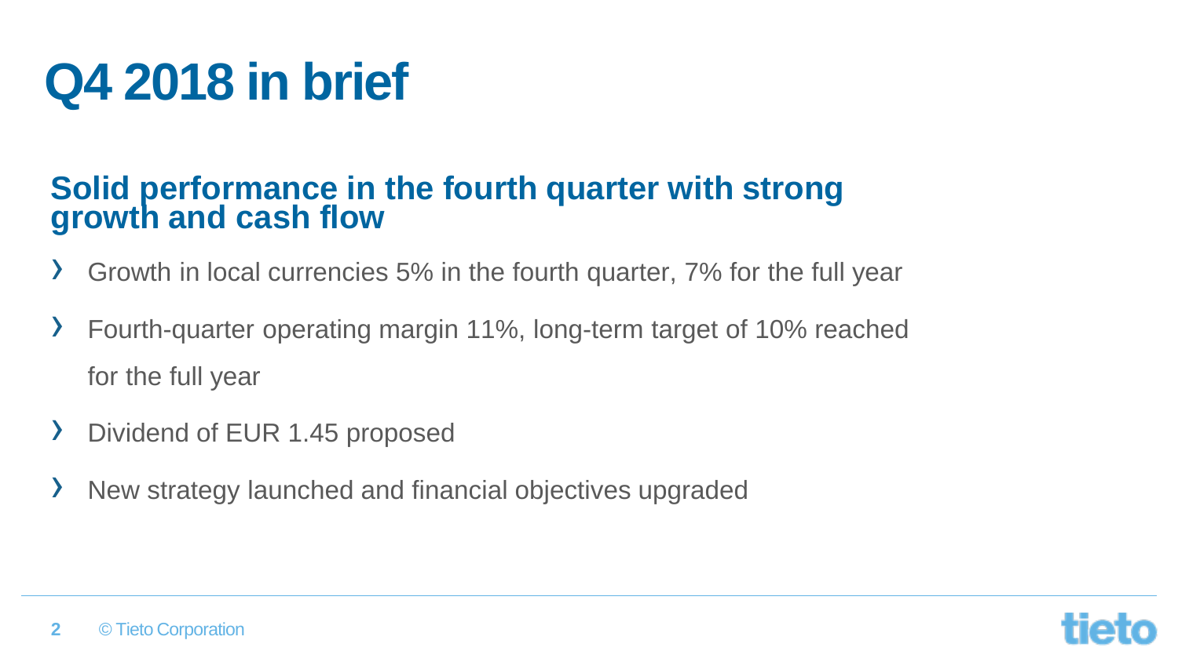# Q4 2018 in brief

## Solid performance in the fourth quarter with strong growth and cash flow

- Growth in local currencies 5% in the fourth quarter, 7% for the full year
- Fourth-quarter operating margin 11%, long-term target of 10% reached for the full year
- Dividend of EUR 1.45 proposed
- New strategy launched and financial objectives upgraded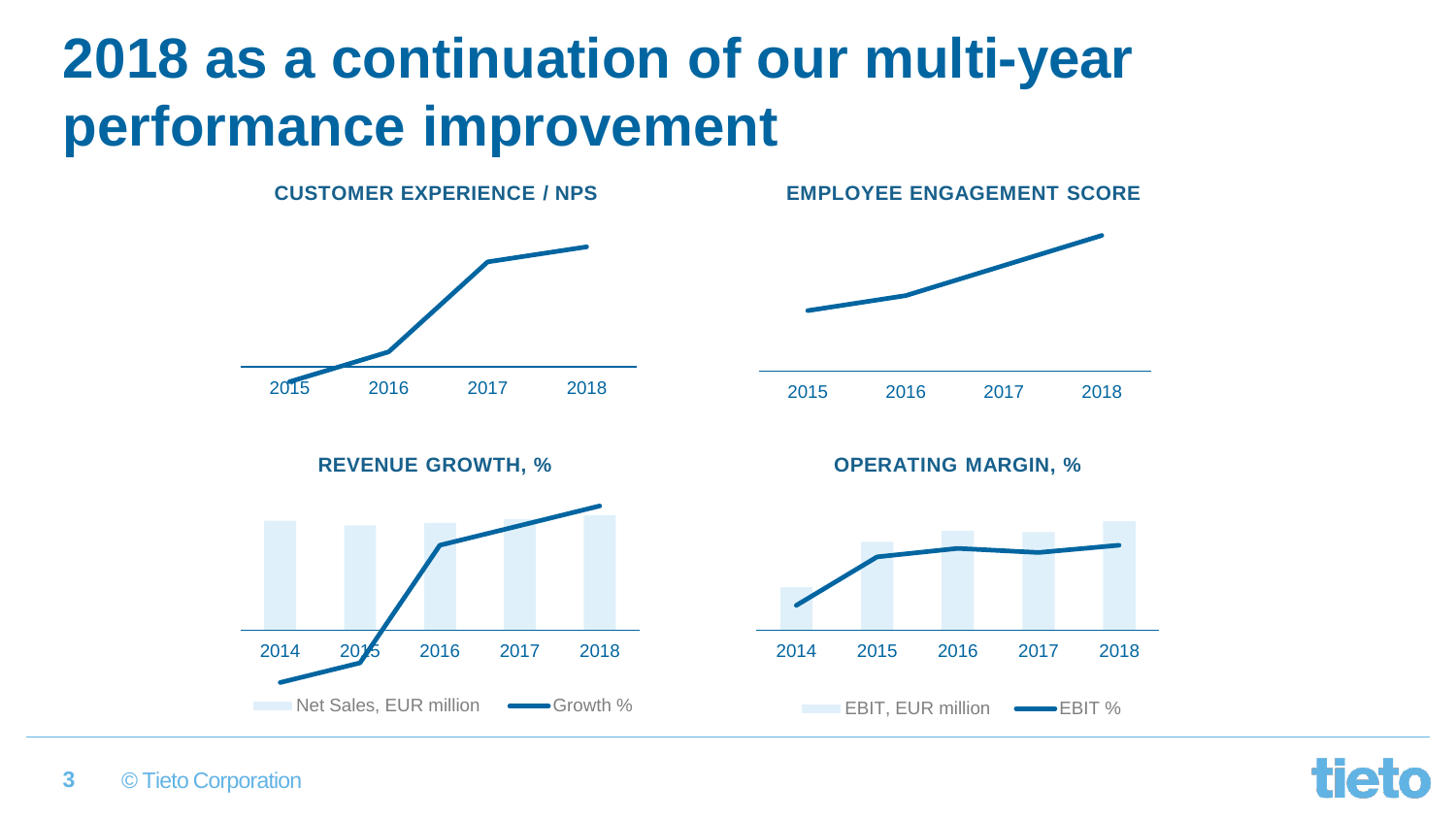# 2018 as a continuation of our multi-year performance improvement

**CUSTOMER EXPERIENCE / NPS**

2015 | 2016 | 2017 | 2018

**EMPLOYEE ENGAGEMENT SCORE**

2015 | 2016 | 2017 | 2018

**REVENUE GROWTH, %**

2014 | 2015 | 2016 | 2017 | 2018

Net Sales, EUR million — Growth %

**OPERATING MARGIN, %**

2014 | 2015 | 2016 | 2017 | 2018

EBIT, EUR million — EBIT %

© Tieto Corporation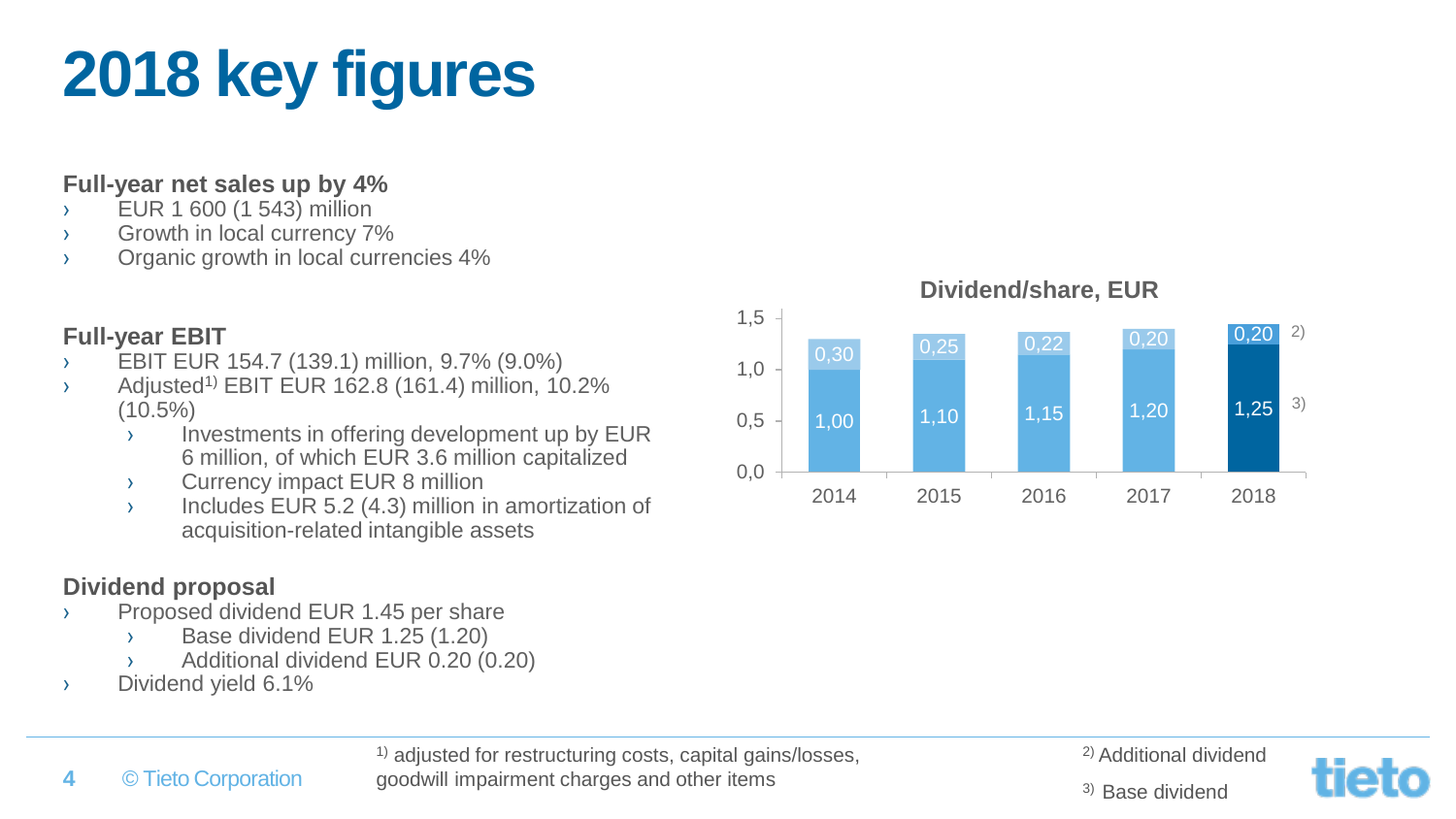# 2018 key figures

**Full-year net sales up by 4%**

- EUR 1 600 (1 543) million
- Growth in local currency 7%
- Organic growth in local currencies 4%

**Full-year EBIT**

- EBIT EUR 154.7 (139.1) million, 9.7% (9.0%)
- Adjusted[1] EBIT EUR 162.8 (161.4) million, 10.2% (10.5%)
  - Investments in offering development up by EUR 6 million, of which EUR 3.6 million capitalized
  - Currency impact EUR 8 million
  - Includes EUR 5.2 (4.3) million in amortization of acquisition-related intangible assets

**Dividend proposal**

- Proposed dividend EUR 1.45 per share
  - Base dividend EUR 1.25 (1.20)
  - Additional dividend EUR 0.20 (0.20)
- Dividend yield 6.1%

**Dividend/share, EUR**

| Year | Base dividend[3] | Additional dividend[2] |
|---|---|---|
| 2014 | 1,00 | 0,30 |
| 2015 | 1,10 | 0,25 |
| 2016 | 1,15 | 0,22 |
| 2017 | 1,20 | 0,20 |
| 2018 | 1,25 | 0,20 |

[1] adjusted for restructuring costs, capital gains/losses, goodwill impairment charges and other items

[2] Additional dividend

[3] Base dividend

© Tieto Corporation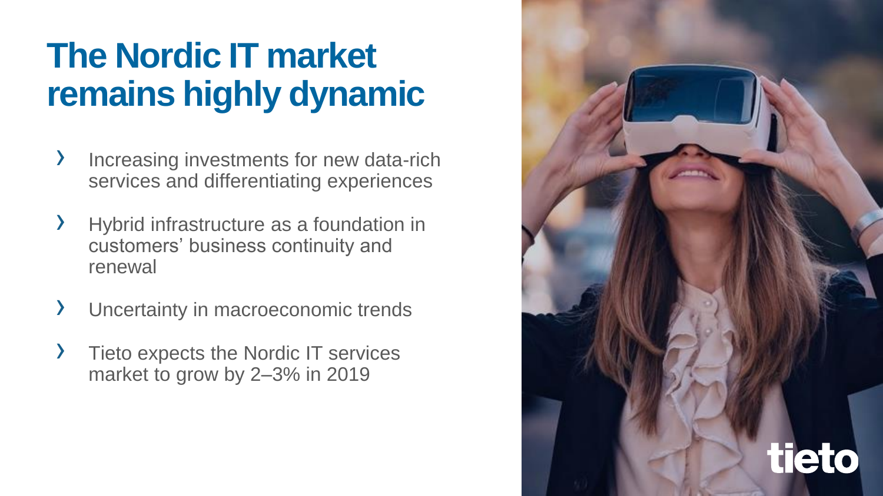# The Nordic IT market remains highly dynamic

- Increasing investments for new data-rich services and differentiating experiences
- Hybrid infrastructure as a foundation in customers' business continuity and renewal
- Uncertainty in macroeconomic trends
- Tieto expects the Nordic IT services market to grow by 2–3% in 2019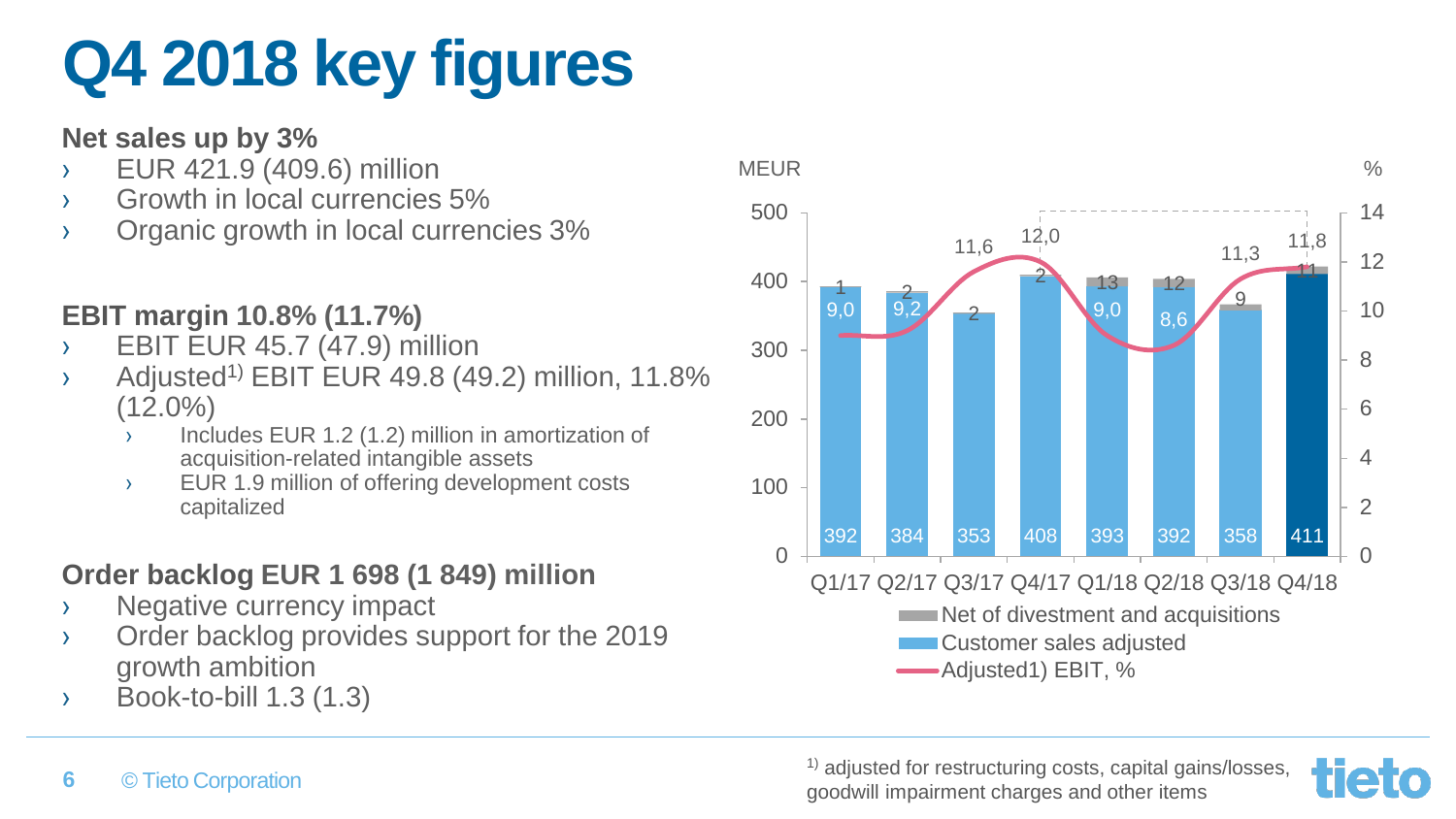# Q4 2018 key figures

**Net sales up by 3%**

- EUR 421.9 (409.6) million
- Growth in local currencies 5%
- Organic growth in local currencies 3%

**EBIT margin 10.8% (11.7%)**

- EBIT EUR 45.7 (47.9) million
- Adjusted[1] EBIT EUR 49.8 (49.2) million, 11.8% (12.0%)
  - Includes EUR 1.2 (1.2) million in amortization of acquisition-related intangible assets
  - EUR 1.9 million of offering development costs capitalized

**Order backlog EUR 1 698 (1 849) million**

- Negative currency impact
- Order backlog provides support for the 2019 growth ambition
- Book-to-bill 1.3 (1.3)

| | Q1/17 | Q2/17 | Q3/17 | Q4/17 | Q1/18 | Q2/18 | Q3/18 | Q4/18 |
|---|---|---|---|---|---|---|---|---|
| Customer sales adjusted (MEUR) | 392 | 384 | 353 | 408 | 393 | 392 | 358 | 411 |
| Net of divestment and acquisitions (MEUR) | 1 | 2 | 2 | 2 | 13 | 12 | 9 | 11 |
| Adjusted1) EBIT, % | 9,0 | 9,2 | 11,6 | 12,0 | 9,0 | 8,6 | 11,3 | 11,8 |

[1] adjusted for restructuring costs, capital gains/losses, goodwill impairment charges and other items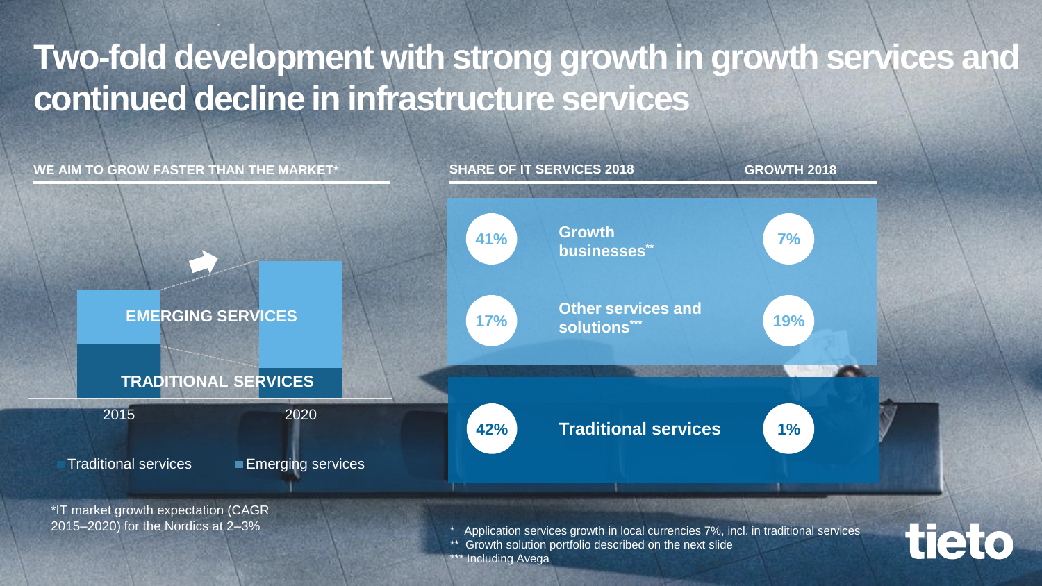# Two-fold development with strong growth in growth services and continued decline in infrastructure services

**WE AIM TO GROW FASTER THAN THE MARKET***

EMERGING SERVICES

TRADITIONAL SERVICES

2015 2020

Traditional services Emerging services

*IT market growth expectation (CAGR 2015–2020) for the Nordics at 2–3%

| SHARE OF IT SERVICES 2018 | | GROWTH 2018 |
|---|---|---|
| 41% | Growth businesses** | 7% |
| 17% | Other services and solutions*** | 19% |
| 42% | Traditional services | 1% |

\* Application services growth in local currencies 7%, incl. in traditional services
** Growth solution portfolio described on the next slide
*** Including Avega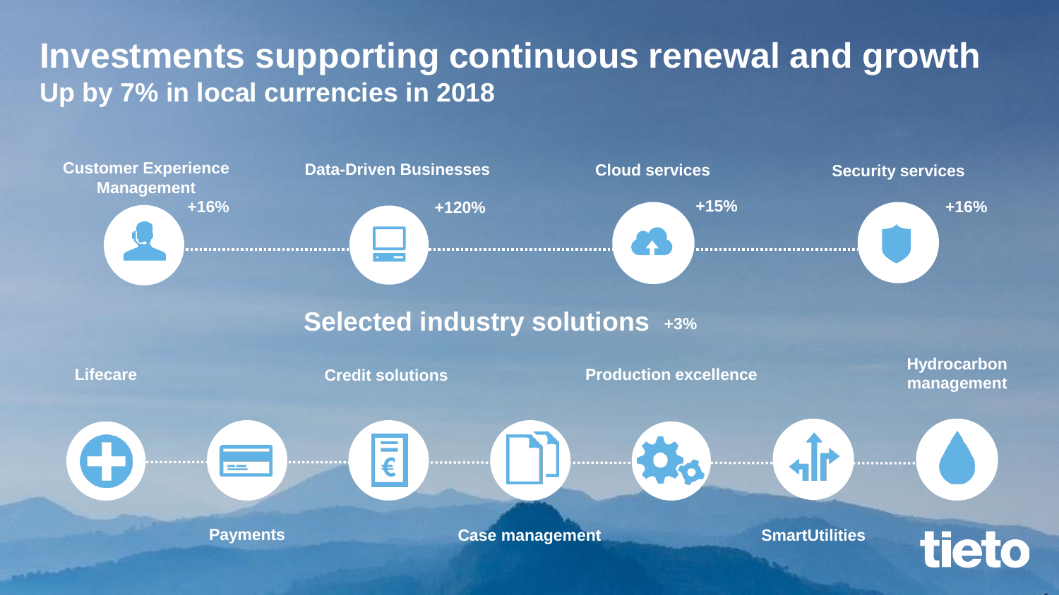# Investments supporting continuous renewal and growth

## Up by 7% in local currencies in 2018

- Customer Experience Management +16%
- Data-Driven Businesses +120%
- Cloud services +15%
- Security services +16%

## Selected industry solutions +3%

- Lifecare
- Payments
- Credit solutions
- Case management
- Production excellence
- SmartUtilities
- Hydrocarbon management

tieto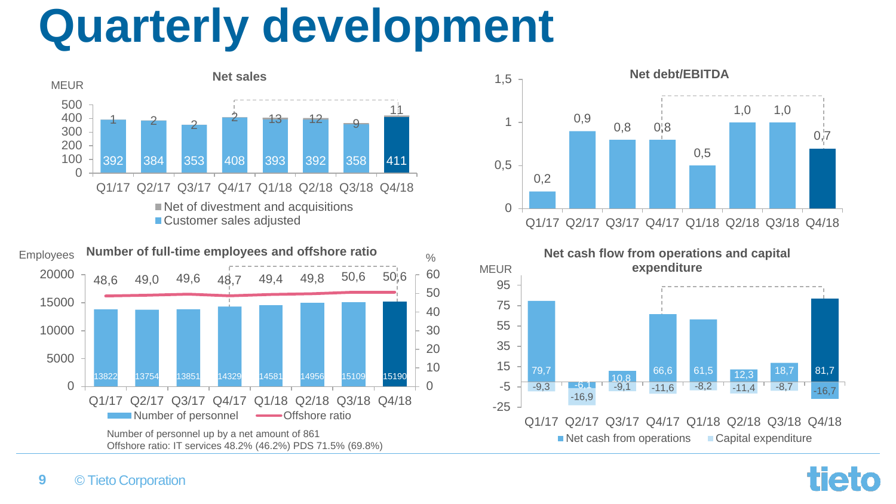# Quarterly development

## Net sales

MEUR

| | Q1/17 | Q2/17 | Q3/17 | Q4/17 | Q1/18 | Q2/18 | Q3/18 | Q4/18 |
|---|---|---|---|---|---|---|---|---|
| Customer sales adjusted | 392 | 384 | 353 | 408 | 393 | 392 | 358 | 411 |
| Net of divestment and acquisitions | 1 | 2 | 2 | 2 | 13 | 12 | 9 | 11 |

## Net debt/EBITDA

| Q1/17 | Q2/17 | Q3/17 | Q4/17 | Q1/18 | Q2/18 | Q3/18 | Q4/18 |
|---|---|---|---|---|---|---|---|
| 0,2 | 0,9 | 0,8 | 0,8 | 0,5 | 1,0 | 1,0 | 0,7 |

## Number of full-time employees and offshore ratio

| | Q1/17 | Q2/17 | Q3/17 | Q4/17 | Q1/18 | Q2/18 | Q3/18 | Q4/18 |
|---|---|---|---|---|---|---|---|---|
| Number of personnel | 13822 | 13754 | 13851 | 14329 | 14581 | 14956 | 15109 | 15190 |
| Offshore ratio (%) | 48,6 | 49,0 | 49,6 | 48,7 | 49,4 | 49,8 | 50,6 | 50,6 |

Number of personnel up by a net amount of 861

Offshore ratio: IT services 48.2% (46.2%) PDS 71.5% (69.8%)

## Net cash flow from operations and capital expenditure

MEUR

| | Q1/17 | Q2/17 | Q3/17 | Q4/17 | Q1/18 | Q2/18 | Q3/18 | Q4/18 |
|---|---|---|---|---|---|---|---|---|
| Net cash from operations | 79,7 | -6,1 | 10,8 | 66,6 | 61,5 | 12,3 | 18,7 | 81,7 |
| Capital expenditure | -9,3 | -16,9 | -9,1 | -11,6 | -8,2 | -11,4 | -8,7 | -16,7 |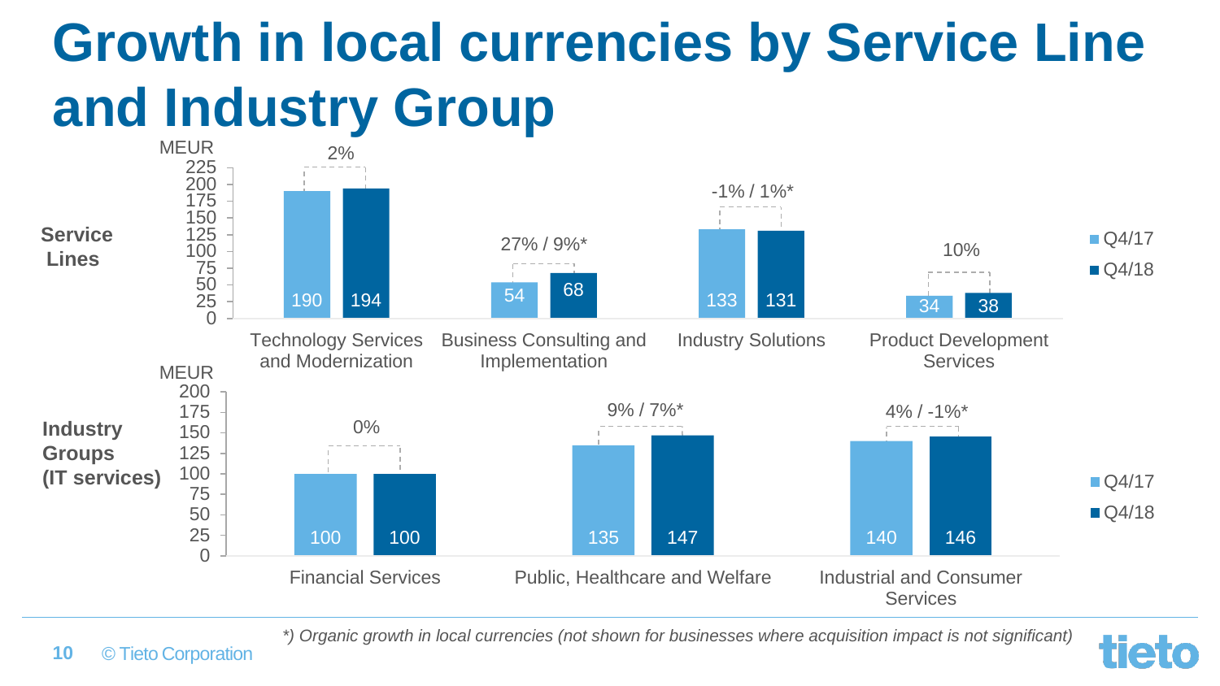# Growth in local currencies by Service Line and Industry Group

**Service Lines** (MEUR)

| Service Line | Q4/17 | Q4/18 | Growth |
|---|---|---|---|
| Technology Services and Modernization | 190 | 194 | 2% |
| Business Consulting and Implementation | 54 | 68 | 27% / 9%* |
| Industry Solutions | 133 | 131 | -1% / 1%* |
| Product Development Services | 34 | 38 | 10% |

**Industry Groups (IT services)** (MEUR)

| Industry Group | Q4/17 | Q4/18 | Growth |
|---|---|---|---|
| Financial Services | 100 | 100 | 0% |
| Public, Healthcare and Welfare | 135 | 147 | 9% / 7%* |
| Industrial and Consumer Services | 140 | 146 | 4% / -1%* |

*\*) Organic growth in local currencies (not shown for businesses where acquisition impact is not significant)*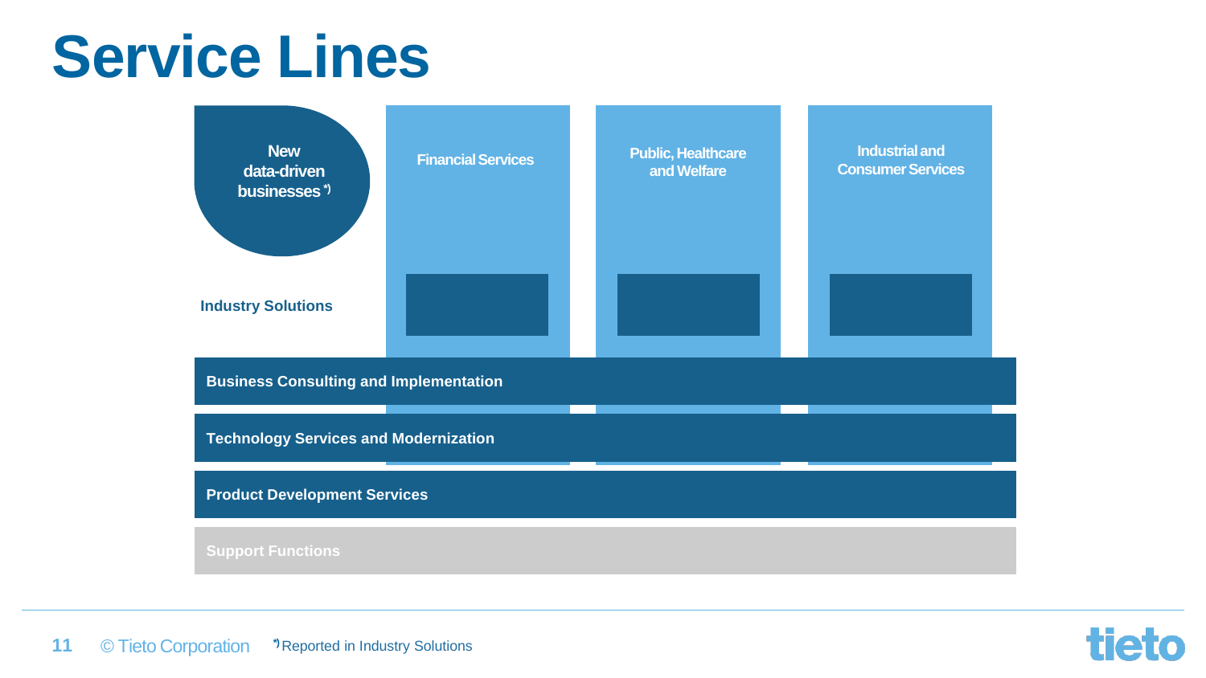# Service Lines

New data-driven businesses *)

Financial Services

Public, Healthcare and Welfare

Industrial and Consumer Services

Industry Solutions

Business Consulting and Implementation

Technology Services and Modernization

Product Development Services

Support Functions

*) Reported in Industry Solutions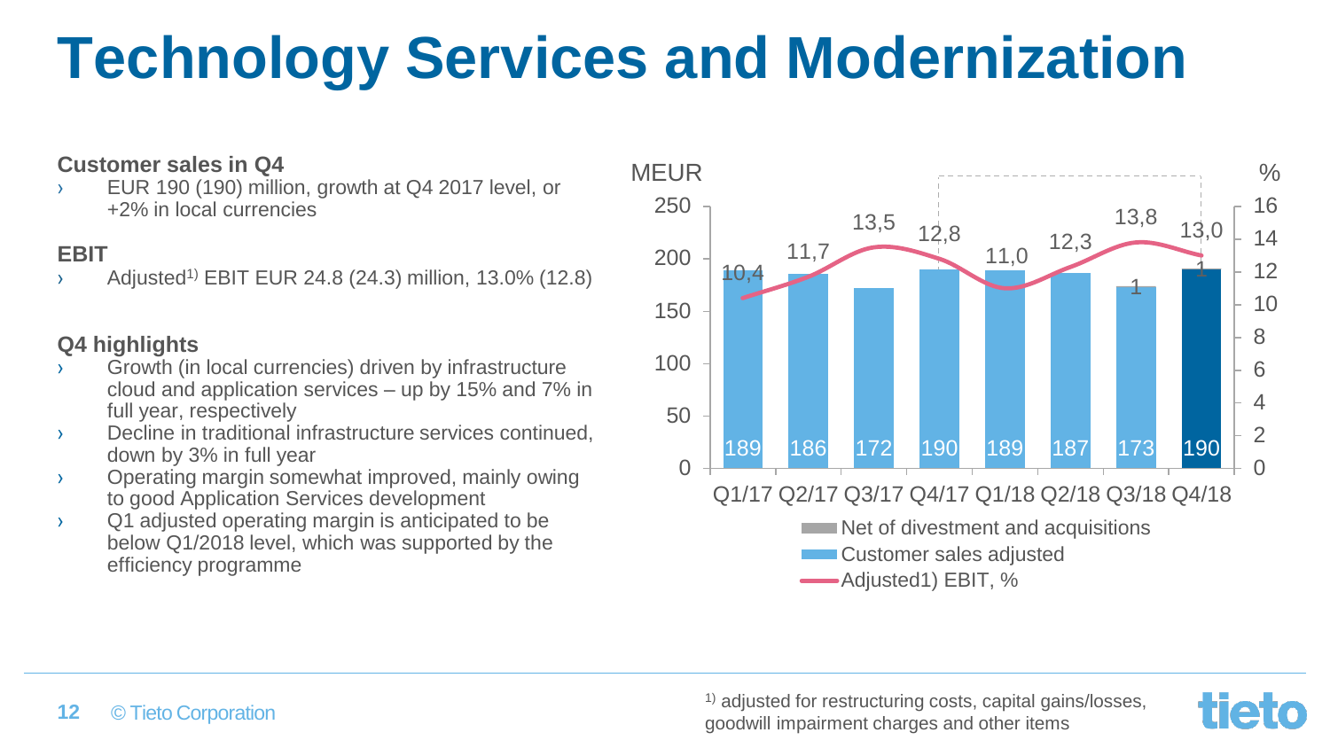# Technology Services and Modernization

**Customer sales in Q4**

- EUR 190 (190) million, growth at Q4 2017 level, or +2% in local currencies

**EBIT**

- Adjusted[1)] EBIT EUR 24.8 (24.3) million, 13.0% (12.8)

**Q4 highlights**

- Growth (in local currencies) driven by infrastructure cloud and application services – up by 15% and 7% in full year, respectively
- Decline in traditional infrastructure services continued, down by 3% in full year
- Operating margin somewhat improved, mainly owing to good Application Services development
- Q1 adjusted operating margin is anticipated to be below Q1/2018 level, which was supported by the efficiency programme

| | Q1/17 | Q2/17 | Q3/17 | Q4/17 | Q1/18 | Q2/18 | Q3/18 | Q4/18 |
|---|---|---|---|---|---|---|---|---|
| Customer sales adjusted, MEUR | 189 | 186 | 172 | 190 | 189 | 187 | 173 | 190 |
| Adjusted1) EBIT, % | 10,4 | 11,7 | 13,5 | 12,8 | 11,0 | 12,3 | 13,8 | 13,0 |

Net of divestment and acquisitions

[1)] adjusted for restructuring costs, capital gains/losses, goodwill impairment charges and other items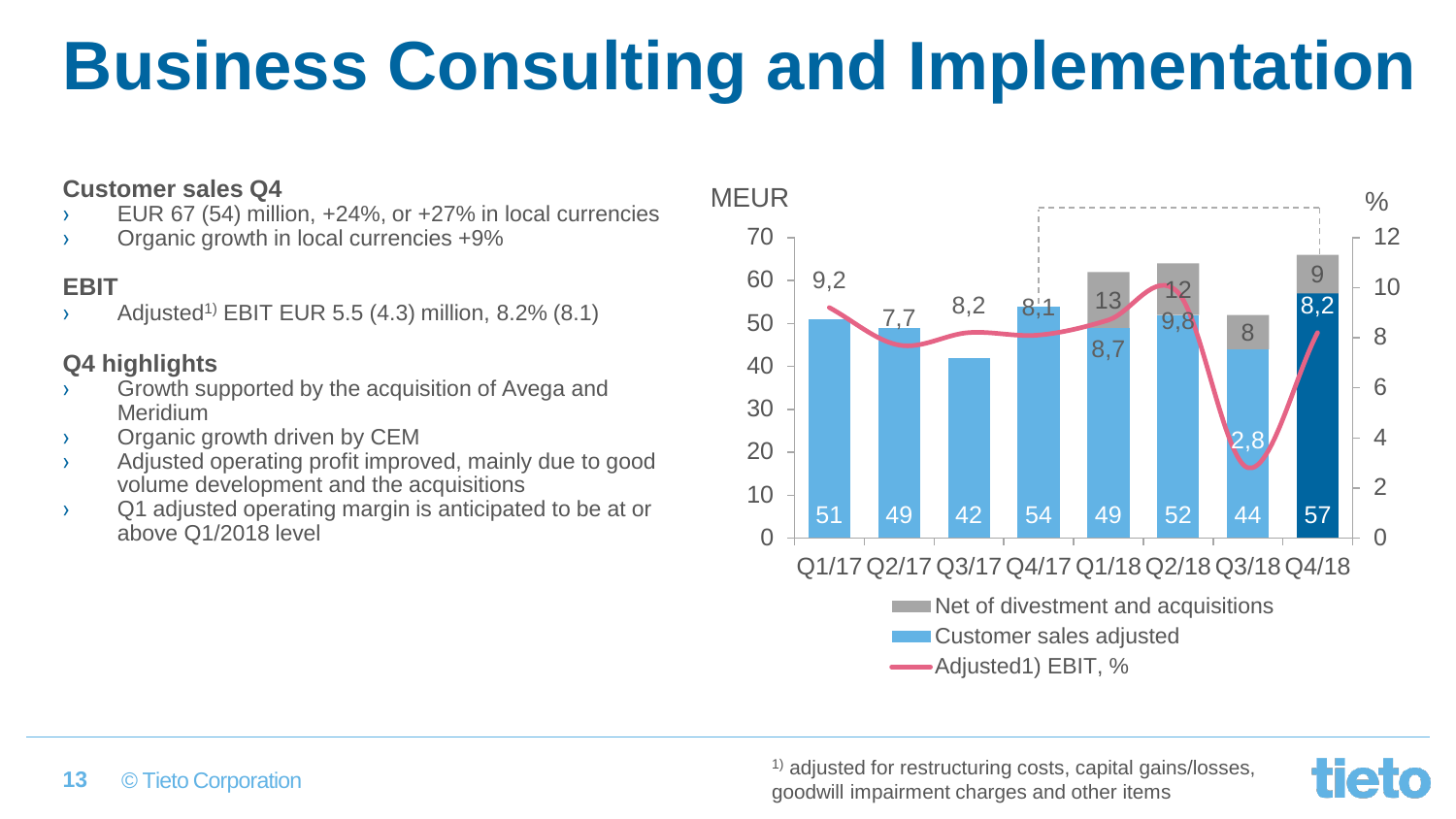# Business Consulting and Implementation

**Customer sales Q4**

- EUR 67 (54) million, +24%, or +27% in local currencies
- Organic growth in local currencies +9%

**EBIT**

- Adjusted[1] EBIT EUR 5.5 (4.3) million, 8.2% (8.1)

**Q4 highlights**

- Growth supported by the acquisition of Avega and Meridium
- Organic growth driven by CEM
- Adjusted operating profit improved, mainly due to good volume development and the acquisitions
- Q1 adjusted operating margin is anticipated to be at or above Q1/2018 level

| | Q1/17 | Q2/17 | Q3/17 | Q4/17 | Q1/18 | Q2/18 | Q3/18 | Q4/18 |
|---|---|---|---|---|---|---|---|---|
| Customer sales adjusted (MEUR) | 51 | 49 | 42 | 54 | 49 | 52 | 44 | 57 |
| Net of divestment and acquisitions (MEUR) | | | | | 13 | 12 | 8 | 9 |
| Adjusted[1] EBIT, % | 9,2 | 7,7 | 8,2 | 8,1 | 8,7 | 9,8 | 2,8 | 8,2 |

[1] adjusted for restructuring costs, capital gains/losses, goodwill impairment charges and other items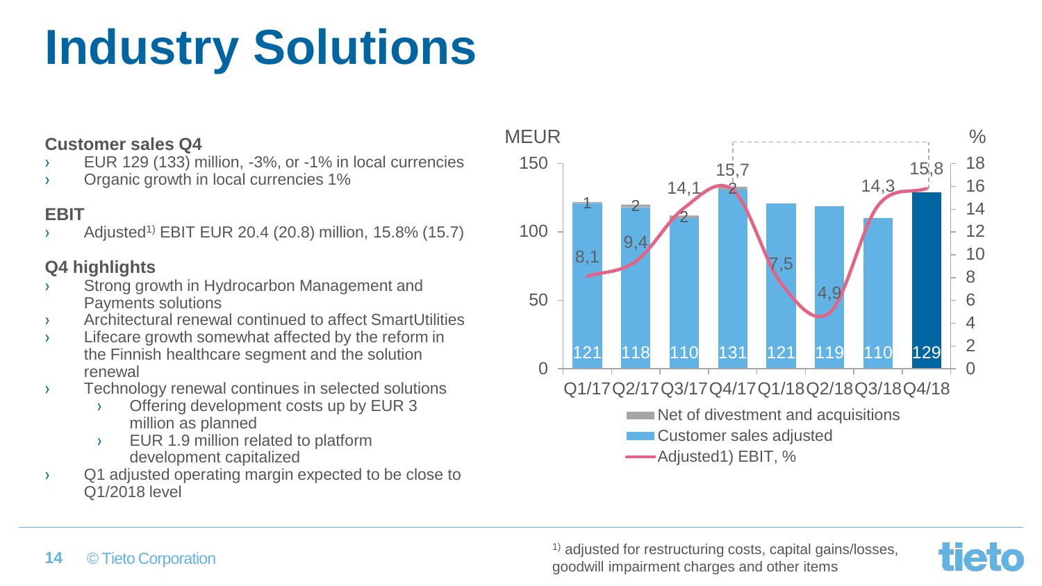# Industry Solutions

**Customer sales Q4**

- EUR 129 (133) million, -3%, or -1% in local currencies
- Organic growth in local currencies 1%

**EBIT**

- Adjusted[1] EBIT EUR 20.4 (20.8) million, 15.8% (15.7)

**Q4 highlights**

- Strong growth in Hydrocarbon Management and Payments solutions
- Architectural renewal continued to affect SmartUtilities
- Lifecare growth somewhat affected by the reform in the Finnish healthcare segment and the solution renewal
- Technology renewal continues in selected solutions
  - Offering development costs up by EUR 3 million as planned
  - EUR 1.9 million related to platform development capitalized
- Q1 adjusted operating margin expected to be close to Q1/2018 level

| | Q1/17 | Q2/17 | Q3/17 | Q4/17 | Q1/18 | Q2/18 | Q3/18 | Q4/18 |
|---|---|---|---|---|---|---|---|---|
| Customer sales adjusted (MEUR) | 121 | 118 | 110 | 131 | 121 | 119 | 110 | 129 |
| Net of divestment and acquisitions (MEUR) | 1 | 2 | 2 | 2 | | | | |
| Adjusted1) EBIT, % | 8,1 | 9,4 | 14,1 | 15,7 | 7,5 | 4,9 | 14,3 | 15,8 |

[1] adjusted for restructuring costs, capital gains/losses, goodwill impairment charges and other items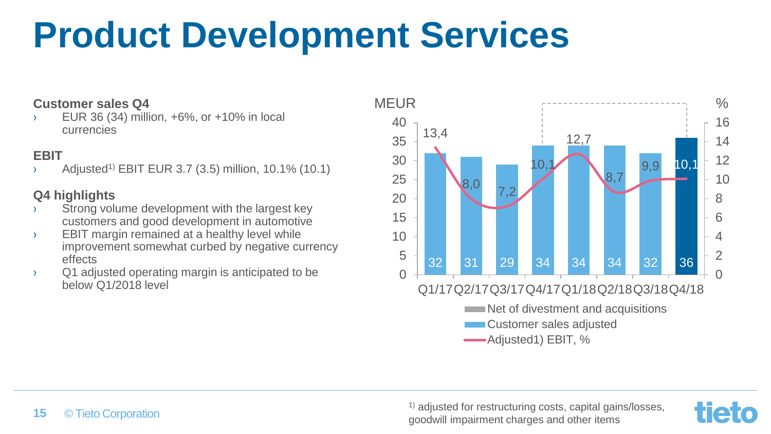# Product Development Services

### Customer sales Q4

- EUR 36 (34) million, +6%, or +10% in local currencies

### EBIT

- Adjusted[1)] EBIT EUR 3.7 (3.5) million, 10.1% (10.1)

### Q4 highlights

- Strong volume development with the largest key customers and good development in automotive
- EBIT margin remained at a healthy level while improvement somewhat curbed by negative currency effects
- Q1 adjusted operating margin is anticipated to be below Q1/2018 level

| | Q1/17 | Q2/17 | Q3/17 | Q4/17 | Q1/18 | Q2/18 | Q3/18 | Q4/18 |
|---|---|---|---|---|---|---|---|---|
| Customer sales adjusted, MEUR | 32 | 31 | 29 | 34 | 34 | 34 | 32 | 36 |
| Adjusted1) EBIT, % | 13,4 | 8,0 | 7,2 | 10,1 | 12,7 | 8,7 | 9,9 | 10,1 |

Net of divestment and acquisitions
Customer sales adjusted
Adjusted1) EBIT, %

1) adjusted for restructuring costs, capital gains/losses, goodwill impairment charges and other items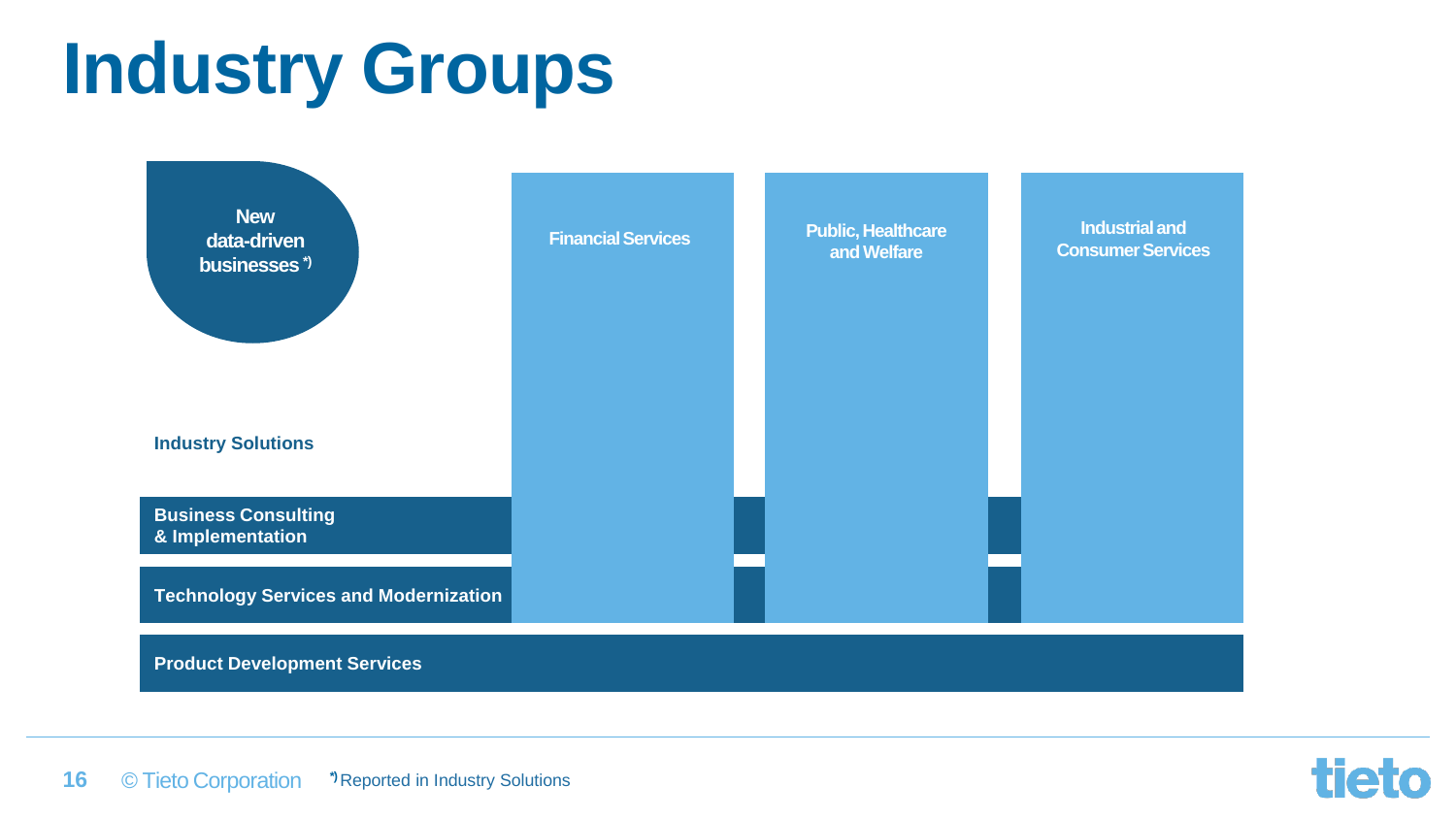# Industry Groups

New data-driven businesses *)

Financial Services

Public, Healthcare and Welfare

Industrial and Consumer Services

Industry Solutions

Business Consulting & Implementation

Technology Services and Modernization

Product Development Services

*) Reported in Industry Solutions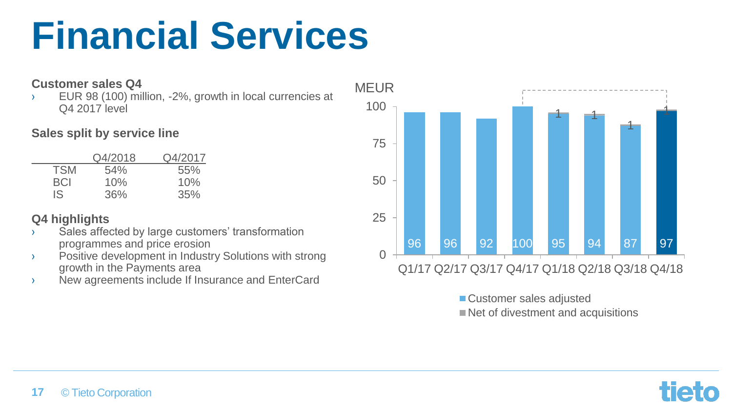# Financial Services

**Customer sales Q4**

- EUR 98 (100) million, -2%, growth in local currencies at Q4 2017 level

**Sales split by service line**

| | Q4/2018 | Q4/2017 |
|---|---|---|
| TSM | 54% | 55% |
| BCI | 10% | 10% |
| IS | 36% | 35% |

**Q4 highlights**

- Sales affected by large customers' transformation programmes and price erosion
- Positive development in Industry Solutions with strong growth in the Payments area
- New agreements include If Insurance and EnterCard

MEUR

| | Q1/17 | Q2/17 | Q3/17 | Q4/17 | Q1/18 | Q2/18 | Q3/18 | Q4/18 |
|---|---|---|---|---|---|---|---|---|
| Customer sales adjusted | 96 | 96 | 92 | 100 | 95 | 94 | 87 | 97 |
| Net of divestment and acquisitions | | | | | 1 | 1 | 1 | 1 |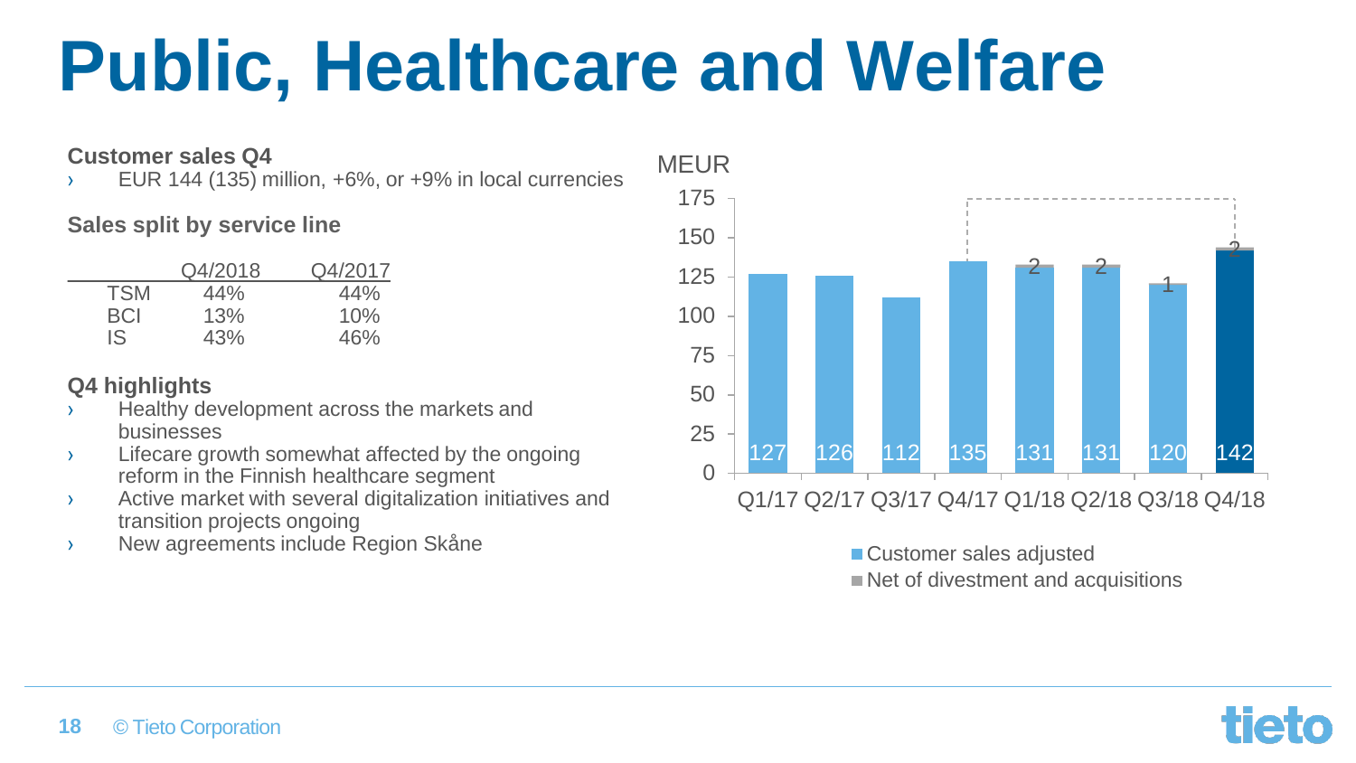# Public, Healthcare and Welfare

**Customer sales Q4**

- EUR 144 (135) million, +6%, or +9% in local currencies

**Sales split by service line**

| | Q4/2018 | Q4/2017 |
|---|---|---|
| TSM | 44% | 44% |
| BCI | 13% | 10% |
| IS | 43% | 46% |

**Q4 highlights**

- Healthy development across the markets and businesses
- Lifecare growth somewhat affected by the ongoing reform in the Finnish healthcare segment
- Active market with several digitalization initiatives and transition projects ongoing
- New agreements include Region Skåne

MEUR

| | Q1/17 | Q2/17 | Q3/17 | Q4/17 | Q1/18 | Q2/18 | Q3/18 | Q4/18 |
|---|---|---|---|---|---|---|---|---|
| Customer sales adjusted | 127 | 126 | 112 | 135 | 131 | 131 | 120 | 142 |
| Net of divestment and acquisitions | | | | | 2 | 2 | 1 | 2 |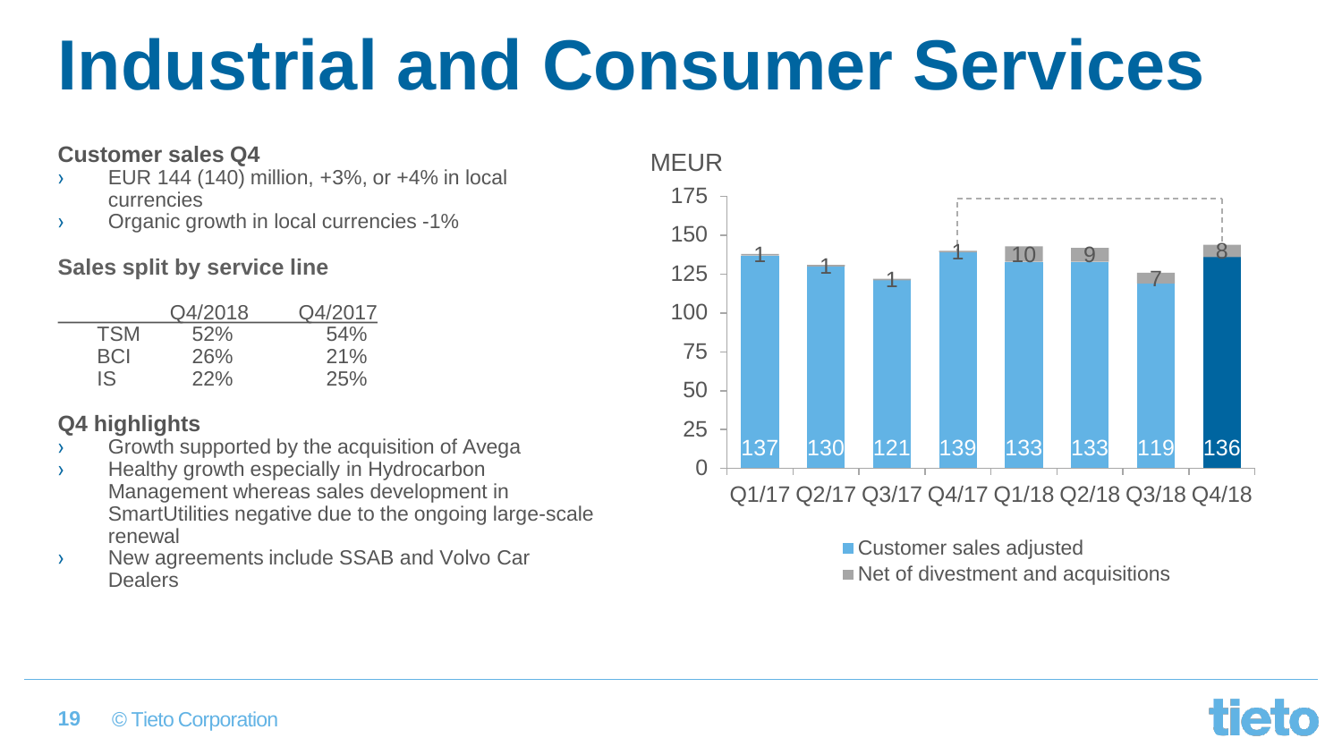# Industrial and Consumer Services

**Customer sales Q4**

- EUR 144 (140) million, +3%, or +4% in local currencies
- Organic growth in local currencies -1%

**Sales split by service line**

| | Q4/2018 | Q4/2017 |
|---|---|---|
| TSM | 52% | 54% |
| BCI | 26% | 21% |
| IS | 22% | 25% |

**Q4 highlights**

- Growth supported by the acquisition of Avega
- Healthy growth especially in Hydrocarbon Management whereas sales development in SmartUtilities negative due to the ongoing large-scale renewal
- New agreements include SSAB and Volvo Car Dealers

MEUR

| | Q1/17 | Q2/17 | Q3/17 | Q4/17 | Q1/18 | Q2/18 | Q3/18 | Q4/18 |
|---|---|---|---|---|---|---|---|---|
| Customer sales adjusted | 137 | 130 | 121 | 139 | 133 | 133 | 119 | 136 |
| Net of divestment and acquisitions | 1 | 1 | 1 | 1 | 10 | 9 | 7 | 8 |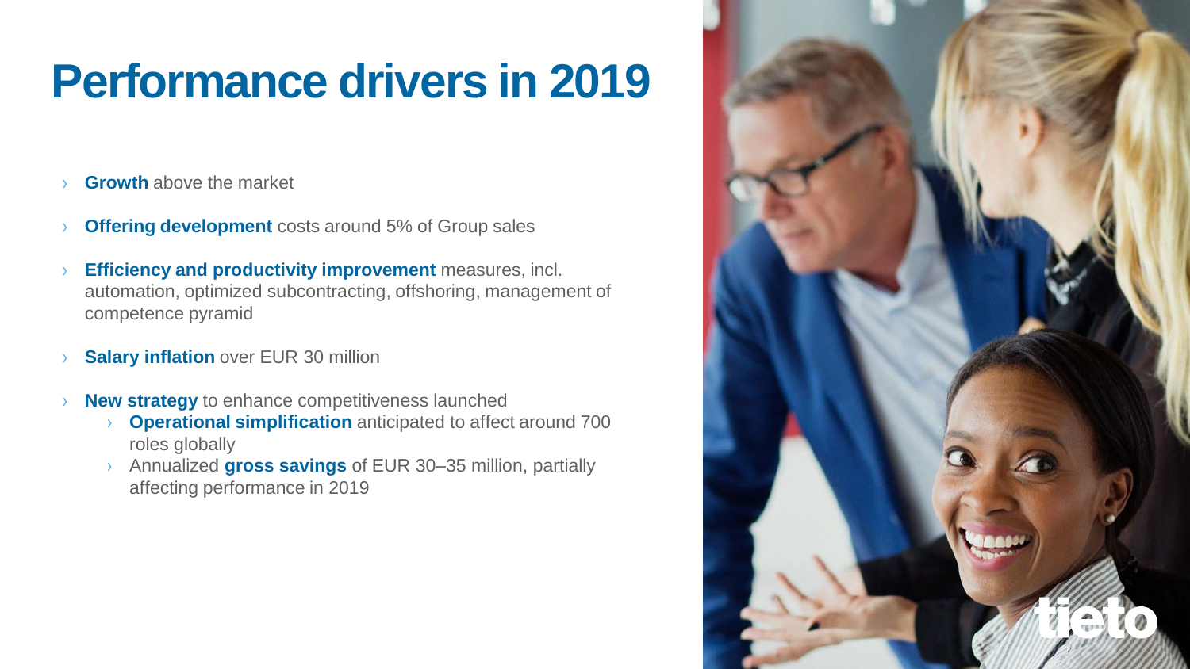# Performance drivers in 2019

- **Growth** above the market
- **Offering development** costs around 5% of Group sales
- **Efficiency and productivity improvement** measures, incl. automation, optimized subcontracting, offshoring, management of competence pyramid
- **Salary inflation** over EUR 30 million
- **New strategy** to enhance competitiveness launched
  - **Operational simplification** anticipated to affect around 700 roles globally
  - Annualized **gross savings** of EUR 30–35 million, partially affecting performance in 2019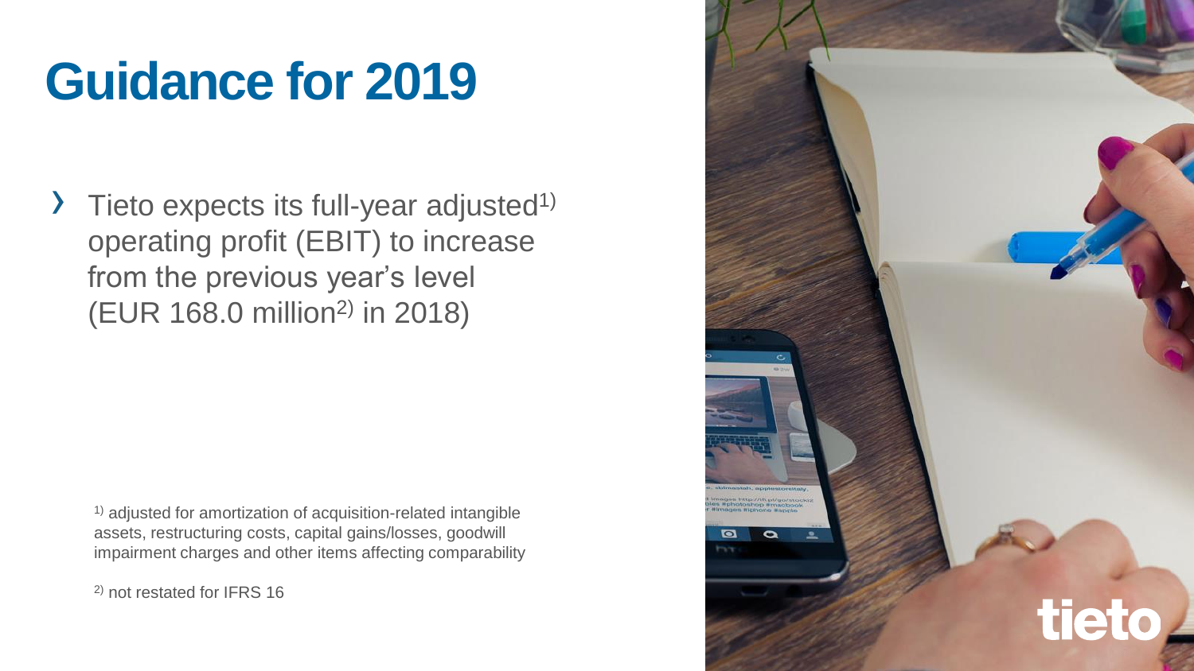# Guidance for 2019

- Tieto expects its full-year adjusted[1] operating profit (EBIT) to increase from the previous year's level (EUR 168.0 million[2] in 2018)

[1] adjusted for amortization of acquisition-related intangible assets, restructuring costs, capital gains/losses, goodwill impairment charges and other items affecting comparability

[2] not restated for IFRS 16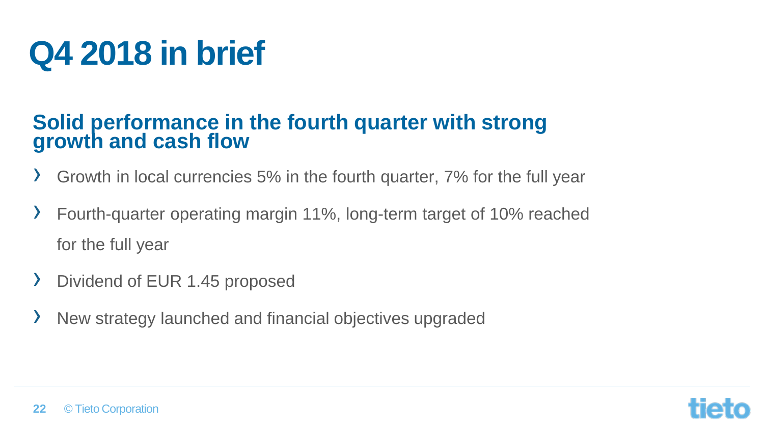# Q4 2018 in brief

## Solid performance in the fourth quarter with strong growth and cash flow

- Growth in local currencies 5% in the fourth quarter, 7% for the full year
- Fourth-quarter operating margin 11%, long-term target of 10% reached for the full year
- Dividend of EUR 1.45 proposed
- New strategy launched and financial objectives upgraded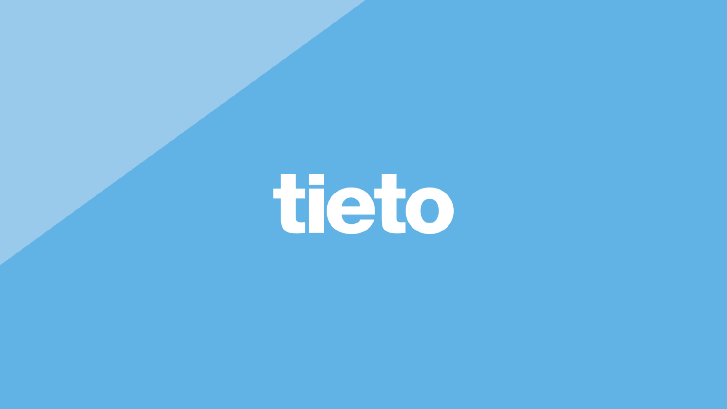tieto